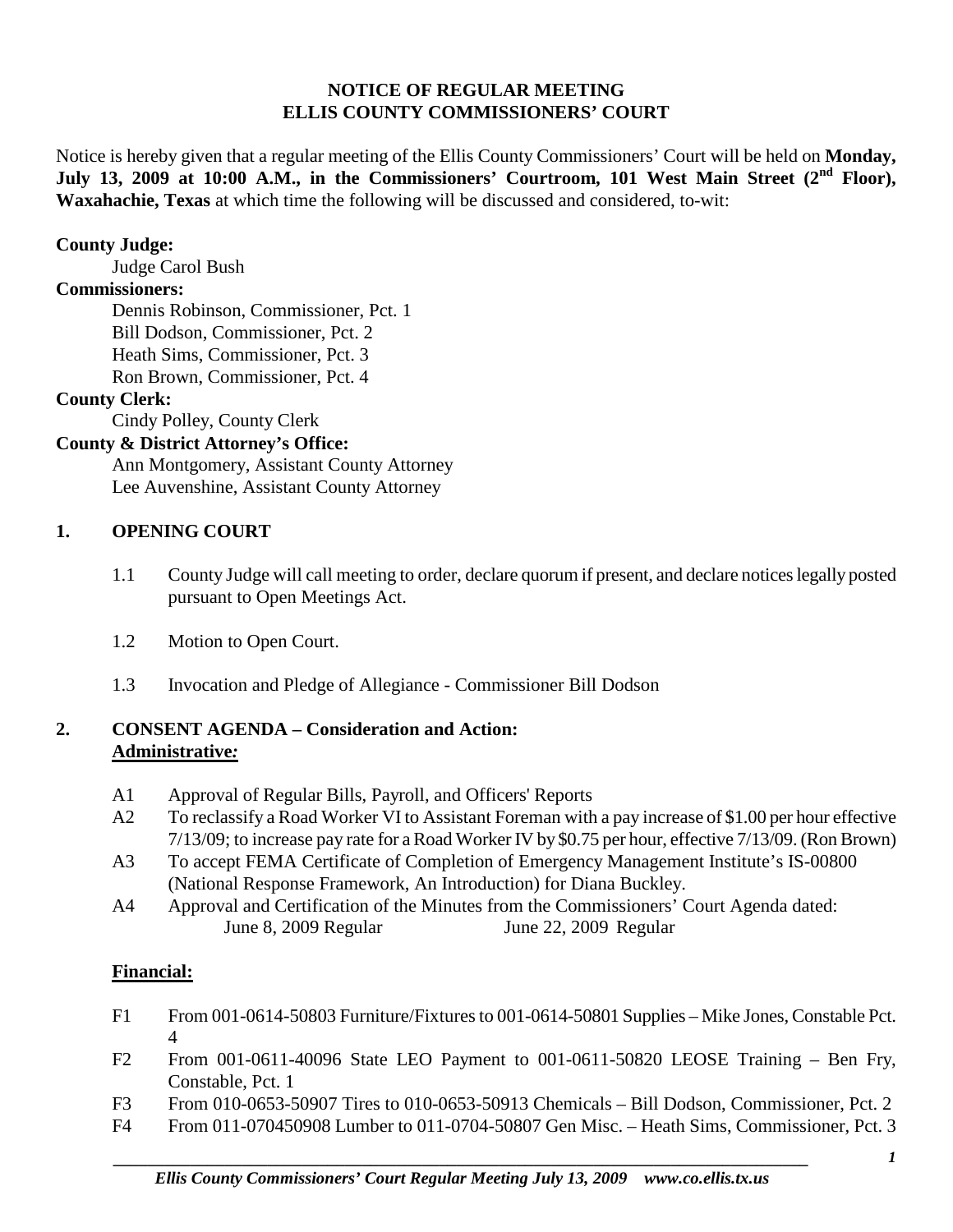# NOTICE OF REGULAR MEETING
# ELLIS COUNTY COMMISSIONERS' COURT

Notice is hereby given that a regular meeting of the Ellis County Commissioners' Court will be held on **Monday, July 13, 2009 at 10:00 A.M., in the Commissioners' Courtroom, 101 West Main Street (2nd Floor), Waxahachie, Texas** at which time the following will be discussed and considered, to-wit:

**County Judge:**

Judge Carol Bush

**Commissioners:**

Dennis Robinson, Commissioner, Pct. 1
Bill Dodson, Commissioner, Pct. 2
Heath Sims, Commissioner, Pct. 3
Ron Brown, Commissioner, Pct. 4

**County Clerk:**

Cindy Polley, County Clerk

**County & District Attorney's Office:**

Ann Montgomery, Assistant County Attorney
Lee Auvenshine, Assistant County Attorney

## 1. OPENING COURT

1.1 County Judge will call meeting to order, declare quorum if present, and declare notices legally posted pursuant to Open Meetings Act.

1.2 Motion to Open Court.

1.3 Invocation and Pledge of Allegiance - Commissioner Bill Dodson

## 2. CONSENT AGENDA – Consideration and Action:

**Administrative:**

A1 Approval of Regular Bills, Payroll, and Officers' Reports

A2 To reclassify a Road Worker VI to Assistant Foreman with a pay increase of $1.00 per hour effective 7/13/09; to increase pay rate for a Road Worker IV by $0.75 per hour, effective 7/13/09. (Ron Brown)

A3 To accept FEMA Certificate of Completion of Emergency Management Institute's IS-00800 (National Response Framework, An Introduction) for Diana Buckley.

A4 Approval and Certification of the Minutes from the Commissioners' Court Agenda dated:
June 8, 2009 Regular     June 22, 2009 Regular

**Financial:**

F1 From 001-0614-50803 Furniture/Fixtures to 001-0614-50801 Supplies – Mike Jones, Constable Pct. 4

F2 From 001-0611-40096 State LEO Payment to 001-0611-50820 LEOSE Training – Ben Fry, Constable, Pct. 1

F3 From 010-0653-50907 Tires to 010-0653-50913 Chemicals – Bill Dodson, Commissioner, Pct. 2

F4 From 011-070450908 Lumber to 011-0704-50807 Gen Misc. – Heath Sims, Commissioner, Pct. 3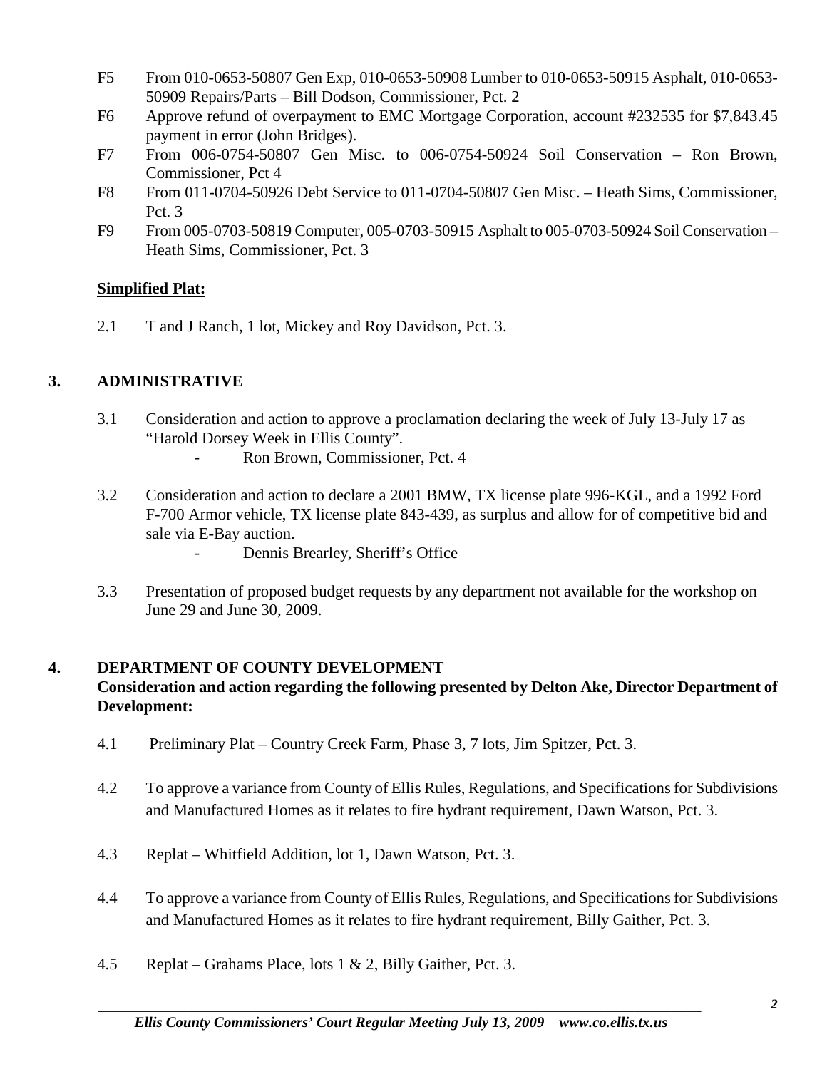F5 From 010-0653-50807 Gen Exp, 010-0653-50908 Lumber to 010-0653-50915 Asphalt, 010-0653-50909 Repairs/Parts – Bill Dodson, Commissioner, Pct. 2

F6 Approve refund of overpayment to EMC Mortgage Corporation, account #232535 for $7,843.45 payment in error (John Bridges).

F7 From 006-0754-50807 Gen Misc. to 006-0754-50924 Soil Conservation – Ron Brown, Commissioner, Pct 4

F8 From 011-0704-50926 Debt Service to 011-0704-50807 Gen Misc. – Heath Sims, Commissioner, Pct. 3

F9 From 005-0703-50819 Computer, 005-0703-50915 Asphalt to 005-0703-50924 Soil Conservation – Heath Sims, Commissioner, Pct. 3

**Simplified Plat:**

2.1 T and J Ranch, 1 lot, Mickey and Roy Davidson, Pct. 3.

## 3. ADMINISTRATIVE

3.1 Consideration and action to approve a proclamation declaring the week of July 13-July 17 as "Harold Dorsey Week in Ellis County".
- Ron Brown, Commissioner, Pct. 4

3.2 Consideration and action to declare a 2001 BMW, TX license plate 996-KGL, and a 1992 Ford F-700 Armor vehicle, TX license plate 843-439, as surplus and allow for of competitive bid and sale via E-Bay auction.
- Dennis Brearley, Sheriff's Office

3.3 Presentation of proposed budget requests by any department not available for the workshop on June 29 and June 30, 2009.

## 4. DEPARTMENT OF COUNTY DEVELOPMENT

**Consideration and action regarding the following presented by Delton Ake, Director Department of Development:**

4.1 Preliminary Plat – Country Creek Farm, Phase 3, 7 lots, Jim Spitzer, Pct. 3.

4.2 To approve a variance from County of Ellis Rules, Regulations, and Specifications for Subdivisions and Manufactured Homes as it relates to fire hydrant requirement, Dawn Watson, Pct. 3.

4.3 Replat – Whitfield Addition, lot 1, Dawn Watson, Pct. 3.

4.4 To approve a variance from County of Ellis Rules, Regulations, and Specifications for Subdivisions and Manufactured Homes as it relates to fire hydrant requirement, Billy Gaither, Pct. 3.

4.5 Replat – Grahams Place, lots 1 & 2, Billy Gaither, Pct. 3.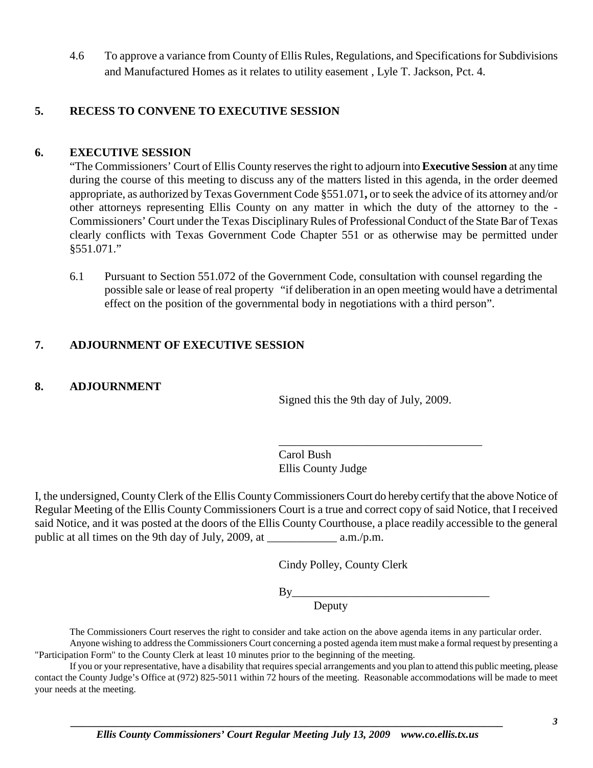4.6 To approve a variance from County of Ellis Rules, Regulations, and Specifications for Subdivisions and Manufactured Homes as it relates to utility easement , Lyle T. Jackson, Pct. 4.

## 5. RECESS TO CONVENE TO EXECUTIVE SESSION

## 6. EXECUTIVE SESSION

"The Commissioners' Court of Ellis County reserves the right to adjourn into **Executive Session** at any time during the course of this meeting to discuss any of the matters listed in this agenda, in the order deemed appropriate, as authorized by Texas Government Code §551.071**,** or to seek the advice of its attorney and/or other attorneys representing Ellis County on any matter in which the duty of the attorney to the - Commissioners' Court under the Texas Disciplinary Rules of Professional Conduct of the State Bar of Texas clearly conflicts with Texas Government Code Chapter 551 or as otherwise may be permitted under §551.071."

6.1 Pursuant to Section 551.072 of the Government Code, consultation with counsel regarding the possible sale or lease of real property "if deliberation in an open meeting would have a detrimental effect on the position of the governmental body in negotiations with a third person".

## 7. ADJOURNMENT OF EXECUTIVE SESSION

## 8. ADJOURNMENT

Signed this the 9th day of July, 2009.

___________________________________
Carol Bush
Ellis County Judge

I, the undersigned, County Clerk of the Ellis County Commissioners Court do hereby certify that the above Notice of Regular Meeting of the Ellis County Commissioners Court is a true and correct copy of said Notice, that I received said Notice, and it was posted at the doors of the Ellis County Courthouse, a place readily accessible to the general public at all times on the 9th day of July, 2009, at ____________ a.m./p.m.

Cindy Polley, County Clerk

By_________________________________
Deputy

The Commissioners Court reserves the right to consider and take action on the above agenda items in any particular order.

Anyone wishing to address the Commissioners Court concerning a posted agenda item must make a formal request by presenting a "Participation Form" to the County Clerk at least 10 minutes prior to the beginning of the meeting.

If you or your representative, have a disability that requires special arrangements and you plan to attend this public meeting, please contact the County Judge's Office at (972) 825-5011 within 72 hours of the meeting. Reasonable accommodations will be made to meet your needs at the meeting.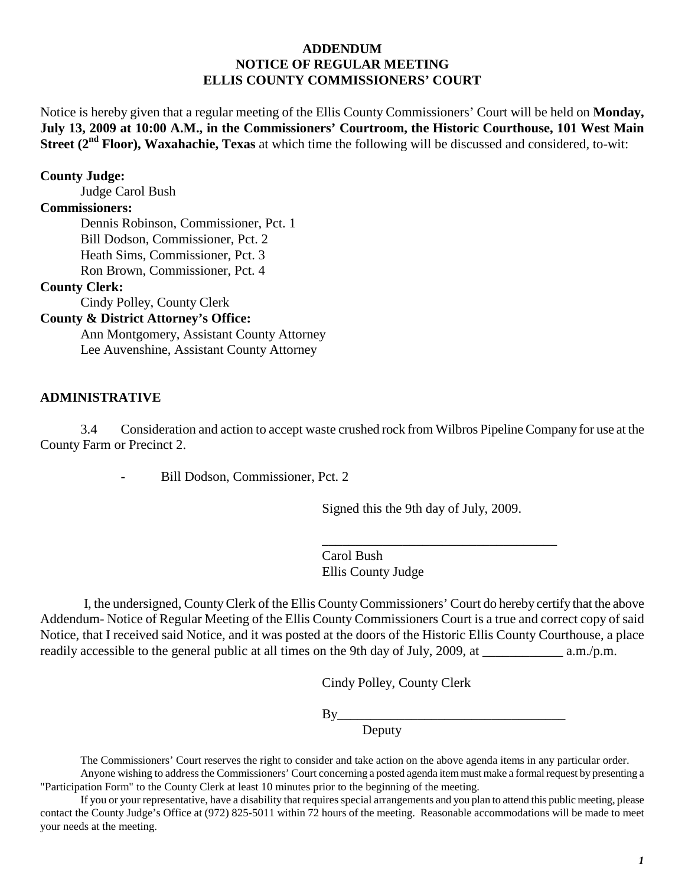**ADDENDUM**
**NOTICE OF REGULAR MEETING**
**ELLIS COUNTY COMMISSIONERS' COURT**

Notice is hereby given that a regular meeting of the Ellis County Commissioners' Court will be held on **Monday, July 13, 2009 at 10:00 A.M., in the Commissioners' Courtroom, the Historic Courthouse, 101 West Main Street (2nd Floor), Waxahachie, Texas** at which time the following will be discussed and considered, to-wit:

**County Judge:**
Judge Carol Bush

**Commissioners:**
Dennis Robinson, Commissioner, Pct. 1
Bill Dodson, Commissioner, Pct. 2
Heath Sims, Commissioner, Pct. 3
Ron Brown, Commissioner, Pct. 4

**County Clerk:**
Cindy Polley, County Clerk

**County & District Attorney's Office:**
Ann Montgomery, Assistant County Attorney
Lee Auvenshine, Assistant County Attorney

## ADMINISTRATIVE

3.4 Consideration and action to accept waste crushed rock from Wilbros Pipeline Company for use at the County Farm or Precinct 2.

- Bill Dodson, Commissioner, Pct. 2

Signed this the 9th day of July, 2009.

___________________________________
Carol Bush
Ellis County Judge

I, the undersigned, County Clerk of the Ellis County Commissioners' Court do hereby certify that the above Addendum- Notice of Regular Meeting of the Ellis County Commissioners Court is a true and correct copy of said Notice, that I received said Notice, and it was posted at the doors of the Historic Ellis County Courthouse, a place readily accessible to the general public at all times on the 9th day of July, 2009, at ____________ a.m./p.m.

Cindy Polley, County Clerk

By__________________________________
Deputy

The Commissioners' Court reserves the right to consider and take action on the above agenda items in any particular order.

Anyone wishing to address the Commissioners' Court concerning a posted agenda item must make a formal request by presenting a "Participation Form" to the County Clerk at least 10 minutes prior to the beginning of the meeting.

If you or your representative, have a disability that requires special arrangements and you plan to attend this public meeting, please contact the County Judge's Office at (972) 825-5011 within 72 hours of the meeting. Reasonable accommodations will be made to meet your needs at the meeting.